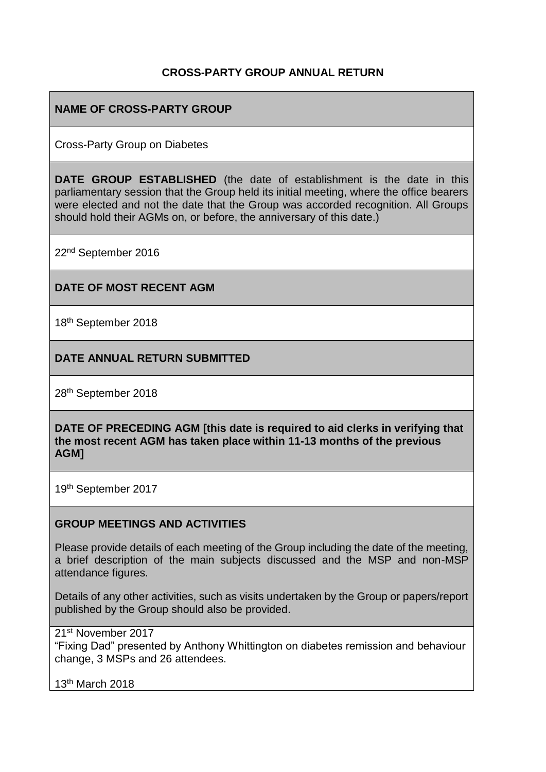# CROSS-PARTY GROUP ANNUAL RETURN

## NAME OF CROSS-PARTY GROUP

Cross-Party Group on Diabetes

**DATE GROUP ESTABLISHED** (the date of establishment is the date in this parliamentary session that the Group held its initial meeting, where the office bearers were elected and not the date that the Group was accorded recognition. All Groups should hold their AGMs on, or before, the anniversary of this date.)

22nd September 2016

## DATE OF MOST RECENT AGM

18th September 2018

## DATE ANNUAL RETURN SUBMITTED

28th September 2018

**DATE OF PRECEDING AGM [this date is required to aid clerks in verifying that the most recent AGM has taken place within 11-13 months of the previous AGM]**

19th September 2017

## GROUP MEETINGS AND ACTIVITIES

Please provide details of each meeting of the Group including the date of the meeting, a brief description of the main subjects discussed and the MSP and non-MSP attendance figures.

Details of any other activities, such as visits undertaken by the Group or papers/report published by the Group should also be provided.

21st November 2017
"Fixing Dad" presented by Anthony Whittington on diabetes remission and behaviour change, 3 MSPs and 26 attendees.

13th March 2018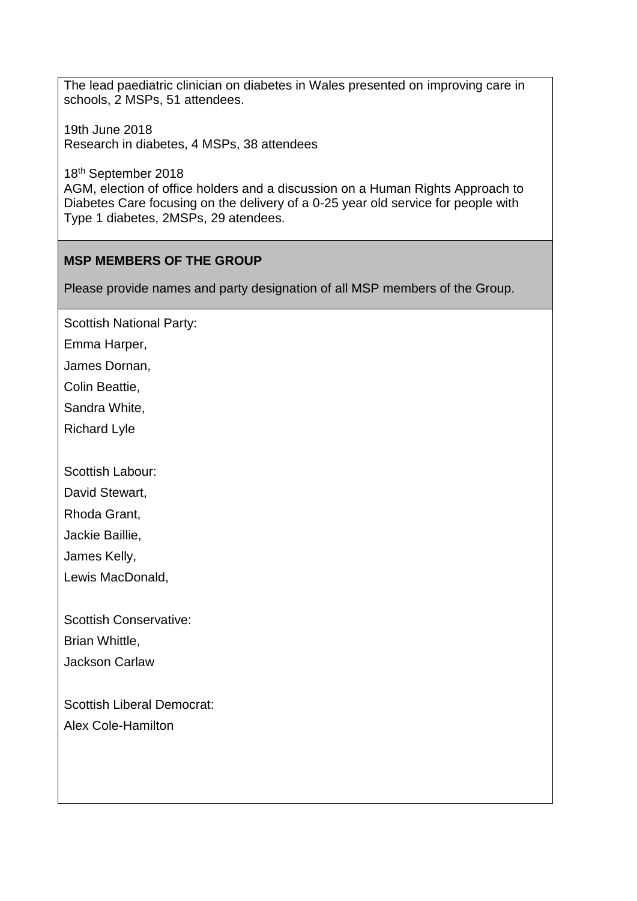The lead paediatric clinician on diabetes in Wales presented on improving care in schools, 2 MSPs, 51 attendees.

19th June 2018
Research in diabetes, 4 MSPs, 38 attendees

18th September 2018
AGM, election of office holders and a discussion on a Human Rights Approach to Diabetes Care focusing on the delivery of a 0-25 year old service for people with Type 1 diabetes, 2MSPs, 29 atendees.

**MSP MEMBERS OF THE GROUP**

Please provide names and party designation of all MSP members of the Group.

Scottish National Party:

Emma Harper,

James Dornan,

Colin Beattie,

Sandra White,

Richard Lyle

Scottish Labour:

David Stewart,

Rhoda Grant,

Jackie Baillie,

James Kelly,

Lewis MacDonald,

Scottish Conservative:

Brian Whittle,

Jackson Carlaw

Scottish Liberal Democrat:

Alex Cole-Hamilton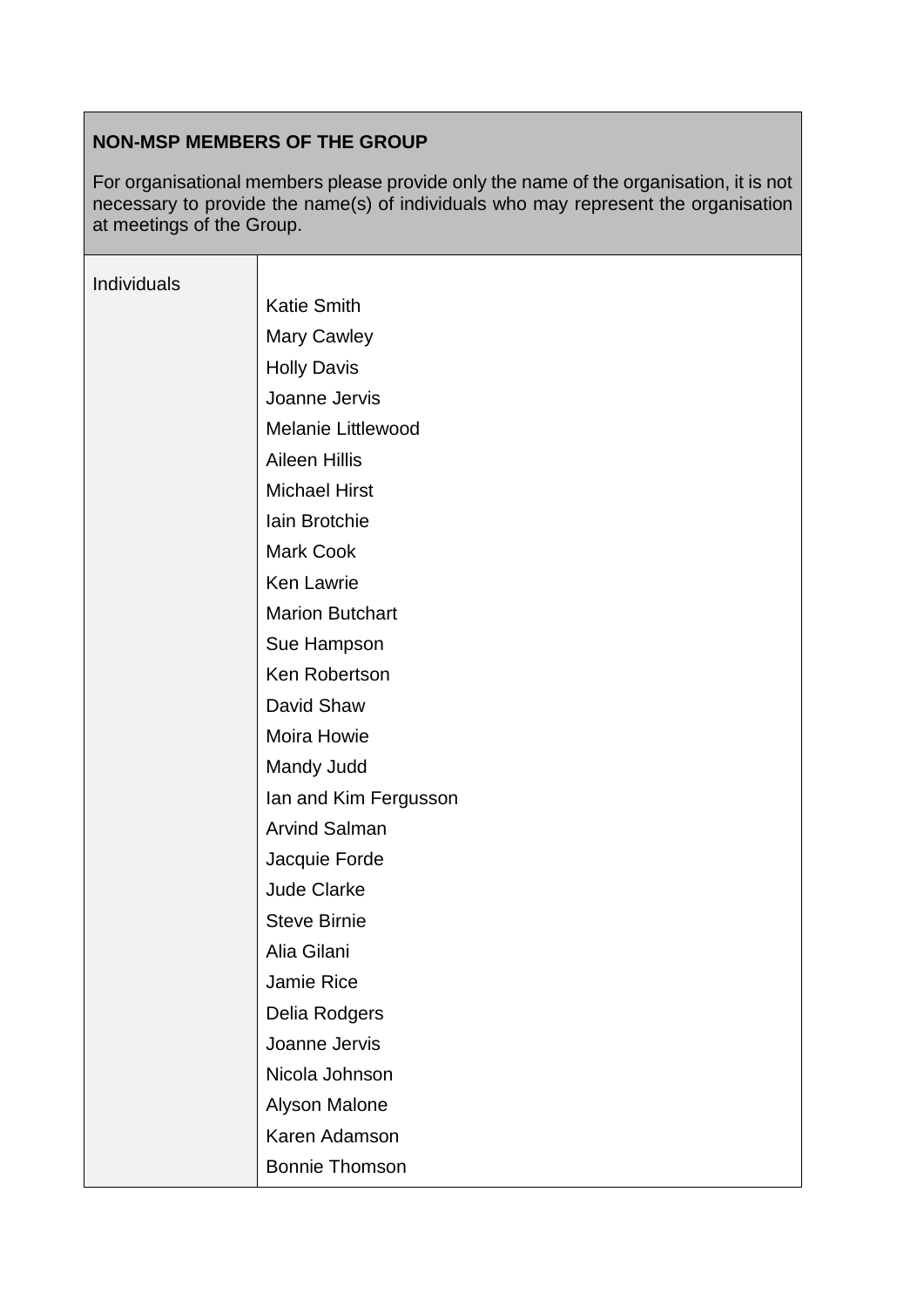| NON-MSP MEMBERS OF THE GROUP<br><br>For organisational members please provide only the name of the organisation, it is not necessary to provide the name(s) of individuals who may represent the organisation at meetings of the Group. | |
|---|---|
| Individuals | Katie Smith<br>Mary Cawley<br>Holly Davis<br>Joanne Jervis<br>Melanie Littlewood<br>Aileen Hillis<br>Michael Hirst<br>Iain Brotchie<br>Mark Cook<br>Ken Lawrie<br>Marion Butchart<br>Sue Hampson<br>Ken Robertson<br>David Shaw<br>Moira Howie<br>Mandy Judd<br>Ian and Kim Fergusson<br>Arvind Salman<br>Jacquie Forde<br>Jude Clarke<br>Steve Birnie<br>Alia Gilani<br>Jamie Rice<br>Delia Rodgers<br>Joanne Jervis<br>Nicola Johnson<br>Alyson Malone<br>Karen Adamson<br>Bonnie Thomson |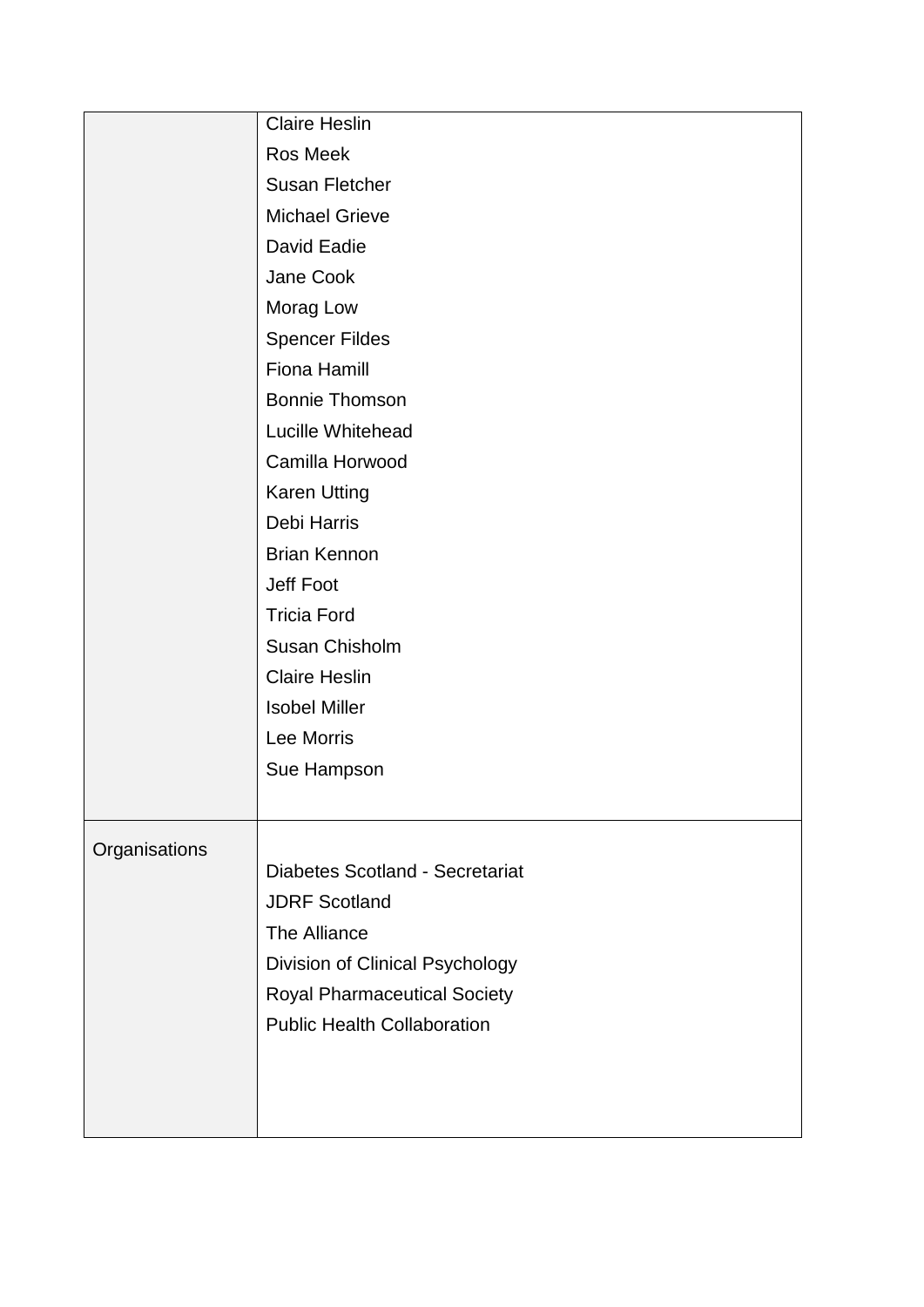|  |  |
|---|---|
|  | Claire Heslin<br>Ros Meek<br>Susan Fletcher<br>Michael Grieve<br>David Eadie<br>Jane Cook<br>Morag Low<br>Spencer Fildes<br>Fiona Hamill<br>Bonnie Thomson<br>Lucille Whitehead<br>Camilla Horwood<br>Karen Utting<br>Debi Harris<br>Brian Kennon<br>Jeff Foot<br>Tricia Ford<br>Susan Chisholm<br>Claire Heslin<br>Isobel Miller<br>Lee Morris<br>Sue Hampson |
| Organisations | Diabetes Scotland - Secretariat<br>JDRF Scotland<br>The Alliance<br>Division of Clinical Psychology<br>Royal Pharmaceutical Society<br>Public Health Collaboration |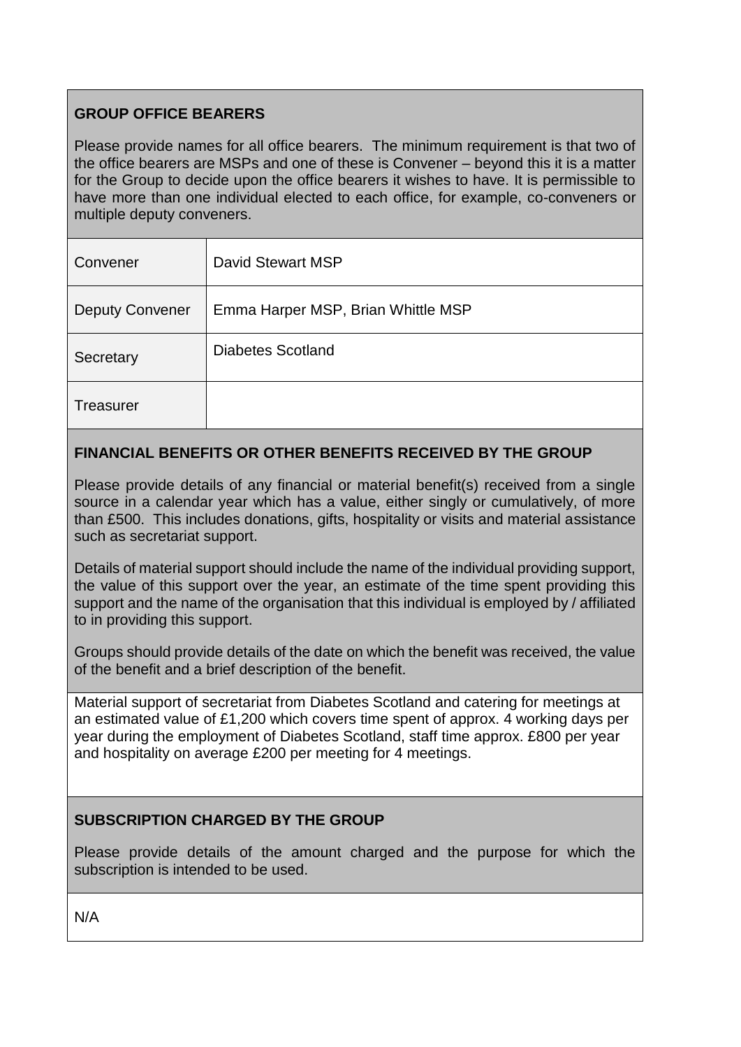## GROUP OFFICE BEARERS

Please provide names for all office bearers. The minimum requirement is that two of the office bearers are MSPs and one of these is Convener – beyond this it is a matter for the Group to decide upon the office bearers it wishes to have. It is permissible to have more than one individual elected to each office, for example, co-conveners or multiple deputy conveners.

| | |
|---|---|
| Convener | David Stewart MSP |
| Deputy Convener | Emma Harper MSP, Brian Whittle MSP |
| Secretary | Diabetes Scotland |
| Treasurer | |

## FINANCIAL BENEFITS OR OTHER BENEFITS RECEIVED BY THE GROUP

Please provide details of any financial or material benefit(s) received from a single source in a calendar year which has a value, either singly or cumulatively, of more than £500. This includes donations, gifts, hospitality or visits and material assistance such as secretariat support.

Details of material support should include the name of the individual providing support, the value of this support over the year, an estimate of the time spent providing this support and the name of the organisation that this individual is employed by / affiliated to in providing this support.

Groups should provide details of the date on which the benefit was received, the value of the benefit and a brief description of the benefit.

Material support of secretariat from Diabetes Scotland and catering for meetings at an estimated value of £1,200 which covers time spent of approx. 4 working days per year during the employment of Diabetes Scotland, staff time approx. £800 per year and hospitality on average £200 per meeting for 4 meetings.

## SUBSCRIPTION CHARGED BY THE GROUP

Please provide details of the amount charged and the purpose for which the subscription is intended to be used.

N/A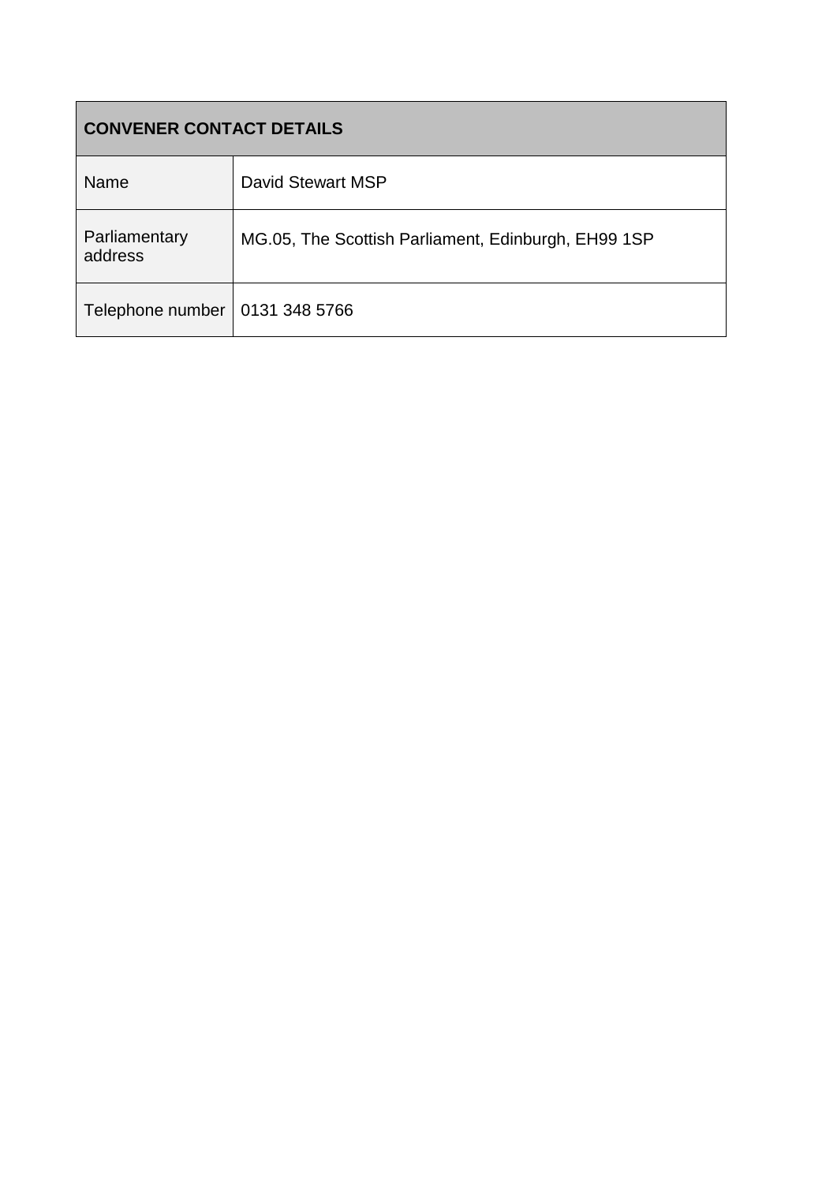| CONVENER CONTACT DETAILS | |
|---|---|
| Name | David Stewart MSP |
| Parliamentary address | MG.05, The Scottish Parliament, Edinburgh, EH99 1SP |
| Telephone number | 0131 348 5766 |